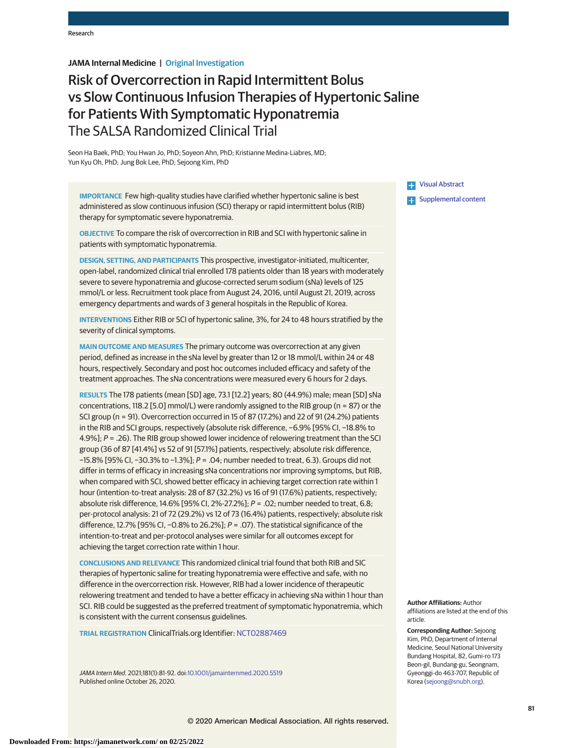Research

**JAMA Internal Medicine | Original Investigation**

# Risk of Overcorrection in Rapid Intermittent Bolus vs Slow Continuous Infusion Therapies of Hypertonic Saline for Patients With Symptomatic Hyponatremia
## The SALSA Randomized Clinical Trial

Seon Ha Baek, PhD; You Hwan Jo, PhD; Soyeon Ahn, PhD; Kristianne Medina-Liabres, MD; Yun Kyu Oh, PhD; Jung Bok Lee, PhD; Sejoong Kim, PhD

**IMPORTANCE** Few high-quality studies have clarified whether hypertonic saline is best administered as slow continuous infusion (SCI) therapy or rapid intermittent bolus (RIB) therapy for symptomatic severe hyponatremia.

**OBJECTIVE** To compare the risk of overcorrection in RIB and SCI with hypertonic saline in patients with symptomatic hyponatremia.

**DESIGN, SETTING, AND PARTICIPANTS** This prospective, investigator-initiated, multicenter, open-label, randomized clinical trial enrolled 178 patients older than 18 years with moderately severe to severe hyponatremia and glucose-corrected serum sodium (sNa) levels of 125 mmol/L or less. Recruitment took place from August 24, 2016, until August 21, 2019, across emergency departments and wards of 3 general hospitals in the Republic of Korea.

**INTERVENTIONS** Either RIB or SCI of hypertonic saline, 3%, for 24 to 48 hours stratified by the severity of clinical symptoms.

**MAIN OUTCOME AND MEASURES** The primary outcome was overcorrection at any given period, defined as increase in the sNa level by greater than 12 or 18 mmol/L within 24 or 48 hours, respectively. Secondary and post hoc outcomes included efficacy and safety of the treatment approaches. The sNa concentrations were measured every 6 hours for 2 days.

**RESULTS** The 178 patients (mean [SD] age, 73.1 [12.2] years; 80 (44.9%) male; mean [SD] sNa concentrations, 118.2 [5.0] mmol/L) were randomly assigned to the RIB group (n = 87) or the SCI group (n = 91). Overcorrection occurred in 15 of 87 (17.2%) and 22 of 91 (24.2%) patients in the RIB and SCI groups, respectively (absolute risk difference, −6.9% [95% CI, −18.8% to 4.9%]; *P* = .26). The RIB group showed lower incidence of relowering treatment than the SCI group (36 of 87 [41.4%] vs 52 of 91 [57.1%] patients, respectively; absolute risk difference, −15.8% [95% CI, −30.3% to −1.3%]; *P* = .04; number needed to treat, 6.3). Groups did not differ in terms of efficacy in increasing sNa concentrations nor improving symptoms, but RIB, when compared with SCI, showed better efficacy in achieving target correction rate within 1 hour (intention-to-treat analysis: 28 of 87 (32.2%) vs 16 of 91 (17.6%) patients, respectively; absolute risk difference, 14.6% [95% CI, 2%-27.2%]; *P* = .02; number needed to treat, 6.8; per-protocol analysis: 21 of 72 (29.2%) vs 12 of 73 (16.4%) patients, respectively; absolute risk difference, 12.7% [95% CI, −0.8% to 26.2%]; *P* = .07). The statistical significance of the intention-to-treat and per-protocol analyses were similar for all outcomes except for achieving the target correction rate within 1 hour.

**CONCLUSIONS AND RELEVANCE** This randomized clinical trial found that both RIB and SIC therapies of hypertonic saline for treating hyponatremia were effective and safe, with no difference in the overcorrection risk. However, RIB had a lower incidence of therapeutic relowering treatment and tended to have a better efficacy in achieving sNa within 1 hour than SCI. RIB could be suggested as the preferred treatment of symptomatic hyponatremia, which is consistent with the current consensus guidelines.

**TRIAL REGISTRATION** ClinicalTrials.org Identifier: NCT02887469

*JAMA Intern Med*. 2021;181(1):81-92. doi:10.1001/jamainternmed.2020.5519
Published online October 26, 2020.

Visual Abstract

Supplemental content

**Author Affiliations:** Author affiliations are listed at the end of this article.

**Corresponding Author:** Sejoong Kim, PhD, Department of Internal Medicine, Seoul National University Bundang Hospital, 82, Gumi-ro 173 Beon-gil, Bundang-gu, Seongnam, Gyeonggi-do 463-707, Republic of Korea (sejoong@snubh.org).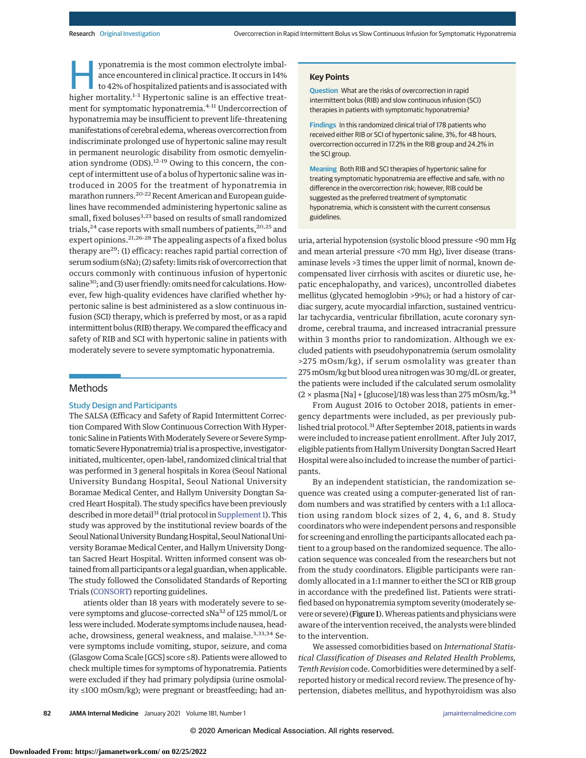Hyponatremia is the most common electrolyte imbalance encountered in clinical practice. It occurs in 14% to 42% of hospitalized patients and is associated with higher mortality.[1-3] Hypertonic saline is an effective treatment for symptomatic hyponatremia.[4-11] Undercorrection of hyponatremia may be insufficient to prevent life-threatening manifestations of cerebral edema, whereas overcorrection from indiscriminate prolonged use of hypertonic saline may result in permanent neurologic disability from osmotic demyelination syndrome (ODS).[12-19] Owing to this concern, the concept of intermittent use of a bolus of hypertonic saline was introduced in 2005 for the treatment of hyponatremia in marathon runners.[20-22] Recent American and European guidelines have recommended administering hypertonic saline as small, fixed boluses[3,23] based on results of small randomized trials,[24] case reports with small numbers of patients,[20,25] and expert opinions.[21,26-28] The appealing aspects of a fixed bolus therapy are[29]: (1) efficacy: reaches rapid partial correction of serum sodium (sNa); (2) safety: limits risk of overcorrection that occurs commonly with continuous infusion of hypertonic saline[30]; and (3) user friendly: omits need for calculations. However, few high-quality evidences have clarified whether hypertonic saline is best administered as a slow continuous infusion (SCI) therapy, which is preferred by most, or as a rapid intermittent bolus (RIB) therapy. We compared the efficacy and safety of RIB and SCI with hypertonic saline in patients with moderately severe to severe symptomatic hyponatremia.

> **Key Points**
>
> **Question** What are the risks of overcorrection in rapid intermittent bolus (RIB) and slow continuous infusion (SCI) therapies in patients with symptomatic hyponatremia?
>
> **Findings** In this randomized clinical trial of 178 patients who received either RIB or SCI of hypertonic saline, 3%, for 48 hours, overcorrection occurred in 17.2% in the RIB group and 24.2% in the SCI group.
>
> **Meaning** Both RIB and SCI therapies of hypertonic saline for treating symptomatic hyponatremia are effective and safe, with no difference in the overcorrection risk; however, RIB could be suggested as the preferred treatment of symptomatic hyponatremia, which is consistent with the current consensus guidelines.

## Methods

### Study Design and Participants

The SALSA (Efficacy and Safety of Rapid Intermittent Correction Compared With Slow Continuous Correction With Hypertonic Saline in Patients With Moderately Severe or Severe Symptomatic Severe Hyponatremia) trial is a prospective, investigator-initiated, multicenter, open-label, randomized clinical trial that was performed in 3 general hospitals in Korea (Seoul National University Bundang Hospital, Seoul National University Boramae Medical Center, and Hallym University Dongtan Sacred Heart Hospital). The study specifics have been previously described in more detail[31] (trial protocol in Supplement 1). This study was approved by the institutional review boards of the Seoul National University Bundang Hospital, Seoul National University Boramae Medical Center, and Hallym University Dongtan Sacred Heart Hospital. Written informed consent was obtained from all participants or a legal guardian, when applicable. The study followed the Consolidated Standards of Reporting Trials (CONSORT) reporting guidelines.

atients older than 18 years with moderately severe to severe symptoms and glucose-corrected sNa[32] of 125 mmol/L or less were included. Moderate symptoms include nausea, headache, drowsiness, general weakness, and malaise.[3,33,34] Severe symptoms include vomiting, stupor, seizure, and coma (Glasgow Coma Scale [GCS] score ≤8). Patients were allowed to check multiple times for symptoms of hyponatremia. Patients were excluded if they had primary polydipsia (urine osmolality ≤100 mOsm/kg); were pregnant or breastfeeding; had anuria, arterial hypotension (systolic blood pressure <90 mm Hg and mean arterial pressure <70 mm Hg), liver disease (transaminase levels >3 times the upper limit of normal, known decompensated liver cirrhosis with ascites or diuretic use, hepatic encephalopathy, and varices), uncontrolled diabetes mellitus (glycated hemoglobin >9%); or had a history of cardiac surgery, acute myocardial infarction, sustained ventricular tachycardia, ventricular fibrillation, acute coronary syndrome, cerebral trauma, and increased intracranial pressure within 3 months prior to randomization. Although we excluded patients with pseudohyponatremia (serum osmolality >275 mOsm/kg), if serum osmolality was greater than 275 mOsm/kg but blood urea nitrogen was 30 mg/dL or greater, the patients were included if the calculated serum osmolality (2 × plasma [Na] + [glucose]/18) was less than 275 mOsm/kg.[34]

From August 2016 to October 2018, patients in emergency departments were included, as per previously published trial protocol.[31] After September 2018, patients in wards were included to increase patient enrollment. After July 2017, eligible patients from Hallym University Dongtan Sacred Heart Hospital were also included to increase the number of participants.

By an independent statistician, the randomization sequence was created using a computer-generated list of random numbers and was stratified by centers with a 1:1 allocation using random block sizes of 2, 4, 6, and 8. Study coordinators who were independent persons and responsible for screening and enrolling the participants allocated each patient to a group based on the randomized sequence. The allocation sequence was concealed from the researchers but not from the study coordinators. Eligible participants were randomly allocated in a 1:1 manner to either the SCI or RIB group in accordance with the predefined list. Patients were stratified based on hyponatremia symptom severity (moderately severe or severe) (**Figure 1**). Whereas patients and physicians were aware of the intervention received, the analysts were blinded to the intervention.

We assessed comorbidities based on *International Statistical Classification of Diseases and Related Health Problems, Tenth Revision* code. Comorbidities were determined by a self-reported history or medical record review. The presence of hypertension, diabetes mellitus, and hypothyroidism was also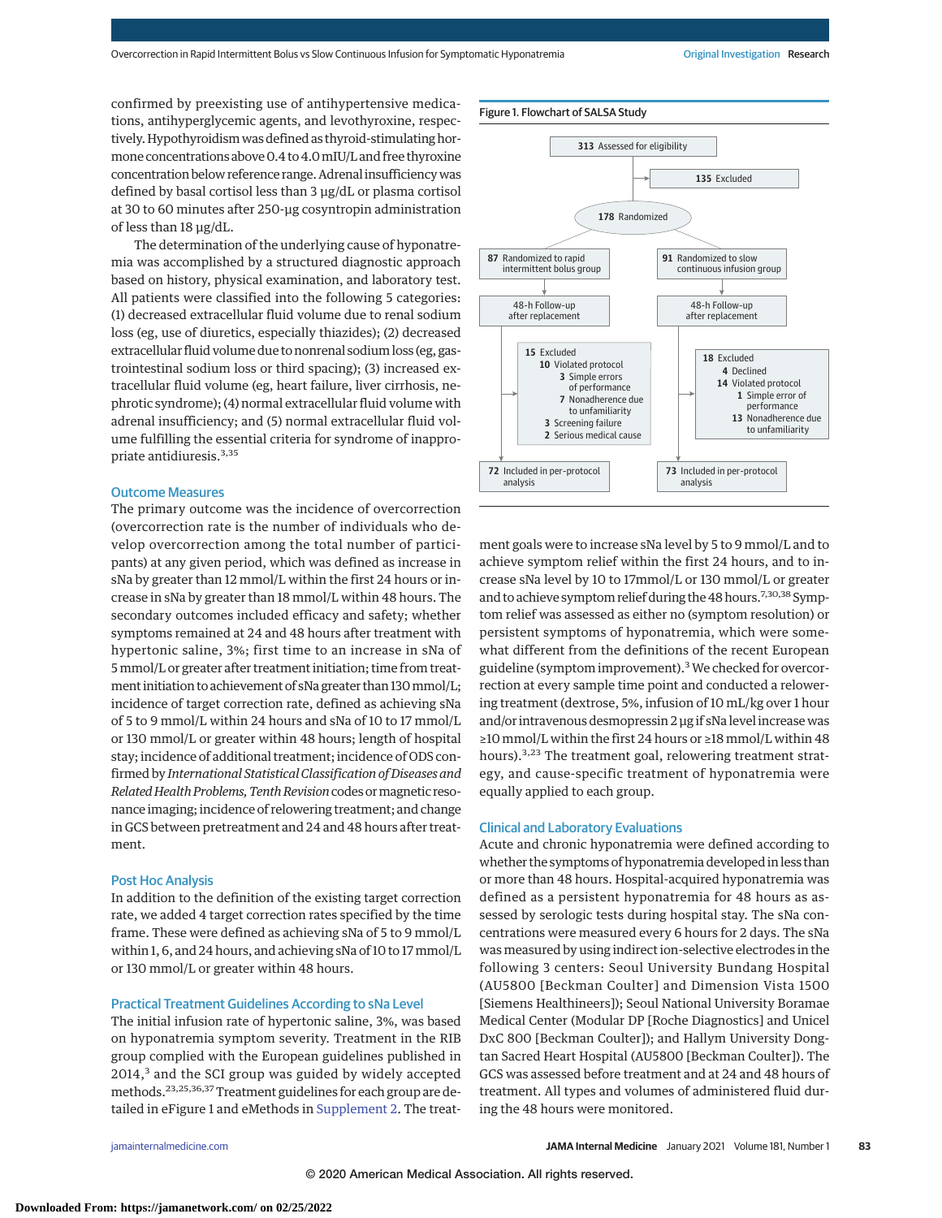confirmed by preexisting use of antihypertensive medications, antihyperglycemic agents, and levothyroxine, respectively. Hypothyroidism was defined as thyroid-stimulating hormone concentrations above 0.4 to 4.0 mIU/L and free thyroxine concentration below reference range. Adrenal insufficiency was defined by basal cortisol less than 3 µg/dL or plasma cortisol at 30 to 60 minutes after 250-µg cosyntropin administration of less than 18 µg/dL.

The determination of the underlying cause of hyponatremia was accomplished by a structured diagnostic approach based on history, physical examination, and laboratory test. All patients were classified into the following 5 categories: (1) decreased extracellular fluid volume due to renal sodium loss (eg, use of diuretics, especially thiazides); (2) decreased extracellular fluid volume due to nonrenal sodium loss (eg, gastrointestinal sodium loss or third spacing); (3) increased extracellular fluid volume (eg, heart failure, liver cirrhosis, nephrotic syndrome); (4) normal extracellular fluid volume with adrenal insufficiency; and (5) normal extracellular fluid volume fulfilling the essential criteria for syndrome of inappropriate antidiuresis.[3,35]

## Outcome Measures

The primary outcome was the incidence of overcorrection (overcorrection rate is the number of individuals who develop overcorrection among the total number of participants) at any given period, which was defined as increase in sNa by greater than 12 mmol/L within the first 24 hours or increase in sNa by greater than 18 mmol/L within 48 hours. The secondary outcomes included efficacy and safety; whether symptoms remained at 24 and 48 hours after treatment with hypertonic saline, 3%; first time to an increase in sNa of 5 mmol/L or greater after treatment initiation; time from treatment initiation to achievement of sNa greater than 130 mmol/L; incidence of target correction rate, defined as achieving sNa of 5 to 9 mmol/L within 24 hours and sNa of 10 to 17 mmol/L or 130 mmol/L or greater within 48 hours; length of hospital stay; incidence of additional treatment; incidence of ODS confirmed by *International Statistical Classification of Diseases and Related Health Problems, Tenth Revision* codes or magnetic resonance imaging; incidence of relowering treatment; and change in GCS between pretreatment and 24 and 48 hours after treatment.

## Post Hoc Analysis

In addition to the definition of the existing target correction rate, we added 4 target correction rates specified by the time frame. These were defined as achieving sNa of 5 to 9 mmol/L within 1, 6, and 24 hours, and achieving sNa of 10 to 17 mmol/L or 130 mmol/L or greater within 48 hours.

## Practical Treatment Guidelines According to sNa Level

The initial infusion rate of hypertonic saline, 3%, was based on hyponatremia symptom severity. Treatment in the RIB group complied with the European guidelines published in 2014,[3] and the SCI group was guided by widely accepted methods.[23,25,36,37] Treatment guidelines for each group are detailed in eFigure 1 and eMethods in Supplement 2. The treatment goals were to increase sNa level by 5 to 9 mmol/L and to achieve symptom relief within the first 24 hours, and to increase sNa level by 10 to 17mmol/L or 130 mmol/L or greater and to achieve symptom relief during the 48 hours.[7,30,38] Symptom relief was assessed as either no (symptom resolution) or persistent symptoms of hyponatremia, which were somewhat different from the definitions of the recent European guideline (symptom improvement).[3] We checked for overcorrection at every sample time point and conducted a relowering treatment (dextrose, 5%, infusion of 10 mL/kg over 1 hour and/or intravenous desmopressin 2 µg if sNa level increase was ≥10 mmol/L within the first 24 hours or ≥18 mmol/L within 48 hours).[3,23] The treatment goal, relowering treatment strategy, and cause-specific treatment of hyponatremia were equally applied to each group.

**Figure 1. Flowchart of SALSA Study**

- 313 Assessed for eligibility
  - 135 Excluded
- 178 Randomized
  - 87 Randomized to rapid intermittent bolus group
    - 48-h Follow-up after replacement
    - 15 Excluded
      - 10 Violated protocol
        - 3 Simple errors of performance
        - 7 Nonadherence due to unfamiliarity
      - 3 Screening failure
      - 2 Serious medical cause
    - 72 Included in per-protocol analysis
  - 91 Randomized to slow continuous infusion group
    - 48-h Follow-up after replacement
    - 18 Excluded
      - 4 Declined
      - 14 Violated protocol
        - 1 Simple error of performance
        - 13 Nonadherence due to unfamiliarity
    - 73 Included in per-protocol analysis

## Clinical and Laboratory Evaluations

Acute and chronic hyponatremia were defined according to whether the symptoms of hyponatremia developed in less than or more than 48 hours. Hospital-acquired hyponatremia was defined as a persistent hyponatremia for 48 hours as assessed by serologic tests during hospital stay. The sNa concentrations were measured every 6 hours for 2 days. The sNa was measured by using indirect ion-selective electrodes in the following 3 centers: Seoul University Bundang Hospital (AU5800 [Beckman Coulter] and Dimension Vista 1500 [Siemens Healthineers]); Seoul National University Boramae Medical Center (Modular DP [Roche Diagnostics] and Unicel DxC 800 [Beckman Coulter]); and Hallym University Dongtan Sacred Heart Hospital (AU5800 [Beckman Coulter]). The GCS was assessed before treatment and at 24 and 48 hours of treatment. All types and volumes of administered fluid during the 48 hours were monitored.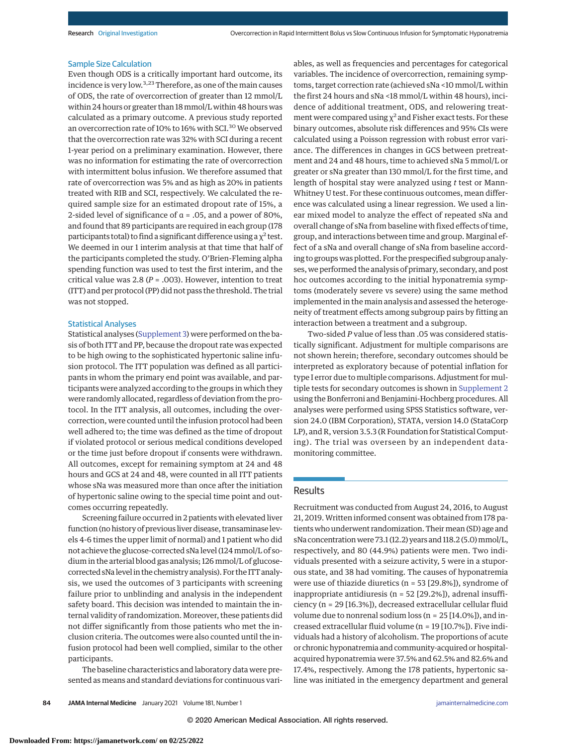### Sample Size Calculation

Even though ODS is a critically important hard outcome, its incidence is very low.[3,23] Therefore, as one of the main causes of ODS, the rate of overcorrection of greater than 12 mmol/L within 24 hours or greater than 18 mmol/L within 48 hours was calculated as a primary outcome. A previous study reported an overcorrection rate of 10% to 16% with SCI.[30] We observed that the overcorrection rate was 32% with SCI during a recent 1-year period on a preliminary examination. However, there was no information for estimating the rate of overcorrection with intermittent bolus infusion. We therefore assumed that rate of overcorrection was 5% and as high as 20% in patients treated with RIB and SCI, respectively. We calculated the required sample size for an estimated dropout rate of 15%, a 2-sided level of significance of α = .05, and a power of 80%, and found that 89 participants are required in each group (178 participants total) to find a significant difference using a $\chi^2$ test. We deemed in our 1 interim analysis at that time that half of the participants completed the study. O'Brien-Fleming alpha spending function was used to test the first interim, and the critical value was 2.8 (*P* = .003). However, intention to treat (ITT) and per protocol (PP) did not pass the threshold. The trial was not stopped.

### Statistical Analyses

Statistical analyses (Supplement 3) were performed on the basis of both ITT and PP, because the dropout rate was expected to be high owing to the sophisticated hypertonic saline infusion protocol. The ITT population was defined as all participants in whom the primary end point was available, and participants were analyzed according to the groups in which they were randomly allocated, regardless of deviation from the protocol. In the ITT analysis, all outcomes, including the overcorrection, were counted until the infusion protocol had been well adhered to; the time was defined as the time of dropout if violated protocol or serious medical conditions developed or the time just before dropout if consents were withdrawn. All outcomes, except for remaining symptom at 24 and 48 hours and GCS at 24 and 48, were counted in all ITT patients whose sNa was measured more than once after the initiation of hypertonic saline owing to the special time point and outcomes occurring repeatedly.

Screening failure occurred in 2 patients with elevated liver function (no history of previous liver disease, transaminase levels 4-6 times the upper limit of normal) and 1 patient who did not achieve the glucose-corrected sNa level (124 mmol/L of sodium in the arterial blood gas analysis; 126 mmol/L of glucose-corrected sNa level in the chemistry analysis). For the ITT analysis, we used the outcomes of 3 participants with screening failure prior to unblinding and analysis in the independent safety board. This decision was intended to maintain the internal validity of randomization. Moreover, these patients did not differ significantly from those patients who met the inclusion criteria. The outcomes were also counted until the infusion protocol had been well complied, similar to the other participants.

The baseline characteristics and laboratory data were presented as means and standard deviations for continuous variables, as well as frequencies and percentages for categorical variables. The incidence of overcorrection, remaining symptoms, target correction rate (achieved sNa <10 mmol/L within the first 24 hours and sNa <18 mmol/L within 48 hours), incidence of additional treatment, ODS, and relowering treatment were compared using $\chi^2$ and Fisher exact tests. For these binary outcomes, absolute risk differences and 95% CIs were calculated using a Poisson regression with robust error variance. The differences in changes in GCS between pretreatment and 24 and 48 hours, time to achieved sNa 5 mmol/L or greater or sNa greater than 130 mmol/L for the first time, and length of hospital stay were analyzed using *t* test or Mann-Whitney U test. For these continuous outcomes, mean difference was calculated using a linear regression. We used a linear mixed model to analyze the effect of repeated sNa and overall change of sNa from baseline with fixed effects of time, group, and interactions between time and group. Marginal effect of a sNa and overall change of sNa from baseline according to groups was plotted. For the prespecified subgroup analyses, we performed the analysis of primary, secondary, and post hoc outcomes according to the initial hyponatremia symptoms (moderately severe vs severe) using the same method implemented in the main analysis and assessed the heterogeneity of treatment effects among subgroup pairs by fitting an interaction between a treatment and a subgroup.

Two-sided *P* value of less than .05 was considered statistically significant. Adjustment for multiple comparisons are not shown herein; therefore, secondary outcomes should be interpreted as exploratory because of potential inflation for type I error due to multiple comparisons. Adjustment for multiple tests for secondary outcomes is shown in Supplement 2 using the Bonferroni and Benjamini-Hochberg procedures. All analyses were performed using SPSS Statistics software, version 24.0 (IBM Corporation), STATA, version 14.0 (StataCorp LP), and R, version 3.5.3 (R Foundation for Statistical Computing). The trial was overseen by an independent data-monitoring committee.

## Results

Recruitment was conducted from August 24, 2016, to August 21, 2019. Written informed consent was obtained from 178 patients who underwent randomization. Their mean (SD) age and sNa concentration were 73.1 (12.2) years and 118.2 (5.0) mmol/L, respectively, and 80 (44.9%) patients were men. Two individuals presented with a seizure activity, 5 were in a stuporous state, and 38 had vomiting. The causes of hyponatremia were use of thiazide diuretics (n = 53 [29.8%]), syndrome of inappropriate antidiuresis (n = 52 [29.2%]), adrenal insufficiency (n = 29 [16.3%]), decreased extracellular cellular fluid volume due to nonrenal sodium loss (n = 25 [14.0%]), and increased extracellular fluid volume (n = 19 [10.7%]). Five individuals had a history of alcoholism. The proportions of acute or chronic hyponatremia and community-acquired or hospital-acquired hyponatremia were 37.5% and 62.5% and 82.6% and 17.4%, respectively. Among the 178 patients, hypertonic saline was initiated in the emergency department and general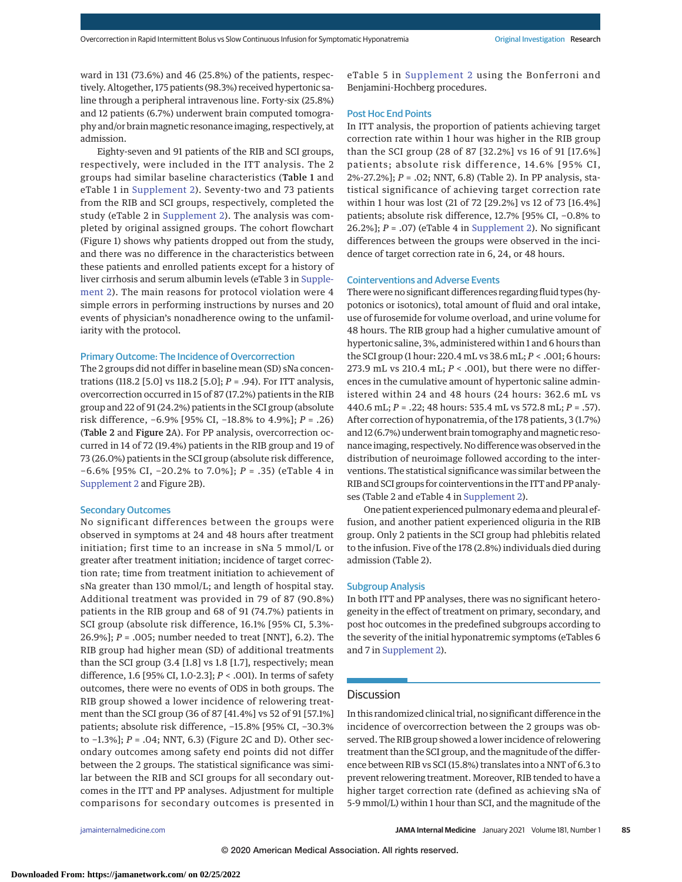ward in 131 (73.6%) and 46 (25.8%) of the patients, respectively. Altogether, 175 patients (98.3%) received hypertonic saline through a peripheral intravenous line. Forty-six (25.8%) and 12 patients (6.7%) underwent brain computed tomography and/or brain magnetic resonance imaging, respectively, at admission.

Eighty-seven and 91 patients of the RIB and SCI groups, respectively, were included in the ITT analysis. The 2 groups had similar baseline characteristics (**Table 1** and eTable 1 in Supplement 2). Seventy-two and 73 patients from the RIB and SCI groups, respectively, completed the study (eTable 2 in Supplement 2). The analysis was completed by original assigned groups. The cohort flowchart (Figure 1) shows why patients dropped out from the study, and there was no difference in the characteristics between these patients and enrolled patients except for a history of liver cirrhosis and serum albumin levels (eTable 3 in Supplement 2). The main reasons for protocol violation were 4 simple errors in performing instructions by nurses and 20 events of physician's nonadherence owing to the unfamiliarity with the protocol.

### Primary Outcome: The Incidence of Overcorrection

The 2 groups did not differ in baseline mean (SD) sNa concentrations (118.2 [5.0] vs 118.2 [5.0]; *P* = .94). For ITT analysis, overcorrection occurred in 15 of 87 (17.2%) patients in the RIB group and 22 of 91 (24.2%) patients in the SCI group (absolute risk difference, −6.9% [95% CI, −18.8% to 4.9%]; *P* = .26) (**Table 2** and **Figure 2**A). For PP analysis, overcorrection occurred in 14 of 72 (19.4%) patients in the RIB group and 19 of 73 (26.0%) patients in the SCI group (absolute risk difference, −6.6% [95% CI, −20.2% to 7.0%]; *P* = .35) (eTable 4 in Supplement 2 and Figure 2B).

### Secondary Outcomes

No significant differences between the groups were observed in symptoms at 24 and 48 hours after treatment initiation; first time to an increase in sNa 5 mmol/L or greater after treatment initiation; incidence of target correction rate; time from treatment initiation to achievement of sNa greater than 130 mmol/L; and length of hospital stay. Additional treatment was provided in 79 of 87 (90.8%) patients in the RIB group and 68 of 91 (74.7%) patients in SCI group (absolute risk difference, 16.1% [95% CI, 5.3%-26.9%]; *P* = .005; number needed to treat [NNT], 6.2). The RIB group had higher mean (SD) of additional treatments than the SCI group (3.4 [1.8] vs 1.8 [1.7], respectively; mean difference, 1.6 [95% CI, 1.0-2.3]; *P* < .001). In terms of safety outcomes, there were no events of ODS in both groups. The RIB group showed a lower incidence of relowering treatment than the SCI group (36 of 87 [41.4%] vs 52 of 91 [57.1%] patients; absolute risk difference, −15.8% [95% CI, −30.3% to −1.3%]; *P* = .04; NNT, 6.3) (Figure 2C and D). Other secondary outcomes among safety end points did not differ between the 2 groups. The statistical significance was similar between the RIB and SCI groups for all secondary outcomes in the ITT and PP analyses. Adjustment for multiple comparisons for secondary outcomes is presented in eTable 5 in Supplement 2 using the Bonferroni and Benjamini-Hochberg procedures.

### Post Hoc End Points

In ITT analysis, the proportion of patients achieving target correction rate within 1 hour was higher in the RIB group than the SCI group (28 of 87 [32.2%] vs 16 of 91 [17.6%] patients; absolute risk difference, 14.6% [95% CI, 2%-27.2%]; *P* = .02; NNT, 6.8) (Table 2). In PP analysis, statistical significance of achieving target correction rate within 1 hour was lost (21 of 72 [29.2%] vs 12 of 73 [16.4%] patients; absolute risk difference, 12.7% [95% CI, −0.8% to 26.2%]; *P* = .07) (eTable 4 in Supplement 2). No significant differences between the groups were observed in the incidence of target correction rate in 6, 24, or 48 hours.

### Cointerventions and Adverse Events

There were no significant differences regarding fluid types (hypotonics or isotonics), total amount of fluid and oral intake, use of furosemide for volume overload, and urine volume for 48 hours. The RIB group had a higher cumulative amount of hypertonic saline, 3%, administered within 1 and 6 hours than the SCI group (1 hour: 220.4 mL vs 38.6 mL; *P* < .001; 6 hours: 273.9 mL vs 210.4 mL; *P* < .001), but there were no differences in the cumulative amount of hypertonic saline administered within 24 and 48 hours (24 hours: 362.6 mL vs 440.6 mL; *P* = .22; 48 hours: 535.4 mL vs 572.8 mL; *P* = .57). After correction of hyponatremia, of the 178 patients, 3 (1.7%) and 12 (6.7%) underwent brain tomography and magnetic resonance imaging, respectively. No difference was observed in the distribution of neuroimage followed according to the interventions. The statistical significance was similar between the RIB and SCI groups for cointerventions in the ITT and PP analyses (Table 2 and eTable 4 in Supplement 2).

One patient experienced pulmonary edema and pleural effusion, and another patient experienced oliguria in the RIB group. Only 2 patients in the SCI group had phlebitis related to the infusion. Five of the 178 (2.8%) individuals died during admission (Table 2).

### Subgroup Analysis

In both ITT and PP analyses, there was no significant heterogeneity in the effect of treatment on primary, secondary, and post hoc outcomes in the predefined subgroups according to the severity of the initial hyponatremic symptoms (eTables 6 and 7 in Supplement 2).

## Discussion

In this randomized clinical trial, no significant difference in the incidence of overcorrection between the 2 groups was observed. The RIB group showed a lower incidence of relowering treatment than the SCI group, and the magnitude of the difference between RIB vs SCI (15.8%) translates into a NNT of 6.3 to prevent relowering treatment. Moreover, RIB tended to have a higher target correction rate (defined as achieving sNa of 5-9 mmol/L) within 1 hour than SCI, and the magnitude of the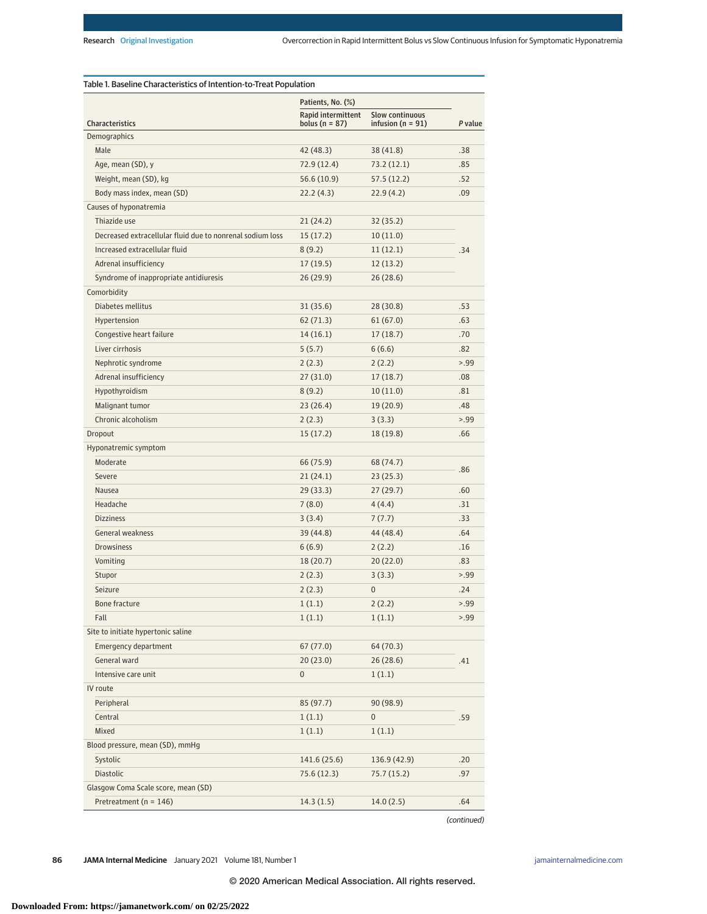Table 1. Baseline Characteristics of Intention-to-Treat Population

| Characteristics | Patients, No. (%) | | P value |
|---|---|---|---|
| | Rapid intermittent bolus (n = 87) | Slow continuous infusion (n = 91) | |
| **Demographics** | | | |
| Male | 42 (48.3) | 38 (41.8) | .38 |
| Age, mean (SD), y | 72.9 (12.4) | 73.2 (12.1) | .85 |
| Weight, mean (SD), kg | 56.6 (10.9) | 57.5 (12.2) | .52 |
| Body mass index, mean (SD) | 22.2 (4.3) | 22.9 (4.2) | .09 |
| **Causes of hyponatremia** | | | |
| Thiazide use | 21 (24.2) | 32 (35.2) | .34 |
| Decreased extracellular fluid due to nonrenal sodium loss | 15 (17.2) | 10 (11.0) | |
| Increased extracellular fluid | 8 (9.2) | 11 (12.1) | |
| Adrenal insufficiency | 17 (19.5) | 12 (13.2) | |
| Syndrome of inappropriate antidiuresis | 26 (29.9) | 26 (28.6) | |
| **Comorbidity** | | | |
| Diabetes mellitus | 31 (35.6) | 28 (30.8) | .53 |
| Hypertension | 62 (71.3) | 61 (67.0) | .63 |
| Congestive heart failure | 14 (16.1) | 17 (18.7) | .70 |
| Liver cirrhosis | 5 (5.7) | 6 (6.6) | .82 |
| Nephrotic syndrome | 2 (2.3) | 2 (2.2) | >.99 |
| Adrenal insufficiency | 27 (31.0) | 17 (18.7) | .08 |
| Hypothyroidism | 8 (9.2) | 10 (11.0) | .81 |
| Malignant tumor | 23 (26.4) | 19 (20.9) | .48 |
| Chronic alcoholism | 2 (2.3) | 3 (3.3) | >.99 |
| **Dropout** | 15 (17.2) | 18 (19.8) | .66 |
| **Hyponatremic symptom** | | | |
| Moderate | 66 (75.9) | 68 (74.7) | .86 |
| Severe | 21 (24.1) | 23 (25.3) | |
| Nausea | 29 (33.3) | 27 (29.7) | .60 |
| Headache | 7 (8.0) | 4 (4.4) | .31 |
| Dizziness | 3 (3.4) | 7 (7.7) | .33 |
| General weakness | 39 (44.8) | 44 (48.4) | .64 |
| Drowsiness | 6 (6.9) | 2 (2.2) | .16 |
| Vomiting | 18 (20.7) | 20 (22.0) | .83 |
| Stupor | 2 (2.3) | 3 (3.3) | >.99 |
| Seizure | 2 (2.3) | 0 | .24 |
| Bone fracture | 1 (1.1) | 2 (2.2) | >.99 |
| Fall | 1 (1.1) | 1 (1.1) | >.99 |
| **Site to initiate hypertonic saline** | | | |
| Emergency department | 67 (77.0) | 64 (70.3) | .41 |
| General ward | 20 (23.0) | 26 (28.6) | |
| Intensive care unit | 0 | 1 (1.1) | |
| **IV route** | | | |
| Peripheral | 85 (97.7) | 90 (98.9) | .59 |
| Central | 1 (1.1) | 0 | |
| Mixed | 1 (1.1) | 1 (1.1) | |
| **Blood pressure, mean (SD), mmHg** | | | |
| Systolic | 141.6 (25.6) | 136.9 (42.9) | .20 |
| Diastolic | 75.6 (12.3) | 75.7 (15.2) | .97 |
| **Glasgow Coma Scale score, mean (SD)** | | | |
| Pretreatment (n = 146) | 14.3 (1.5) | 14.0 (2.5) | .64 |

(continued)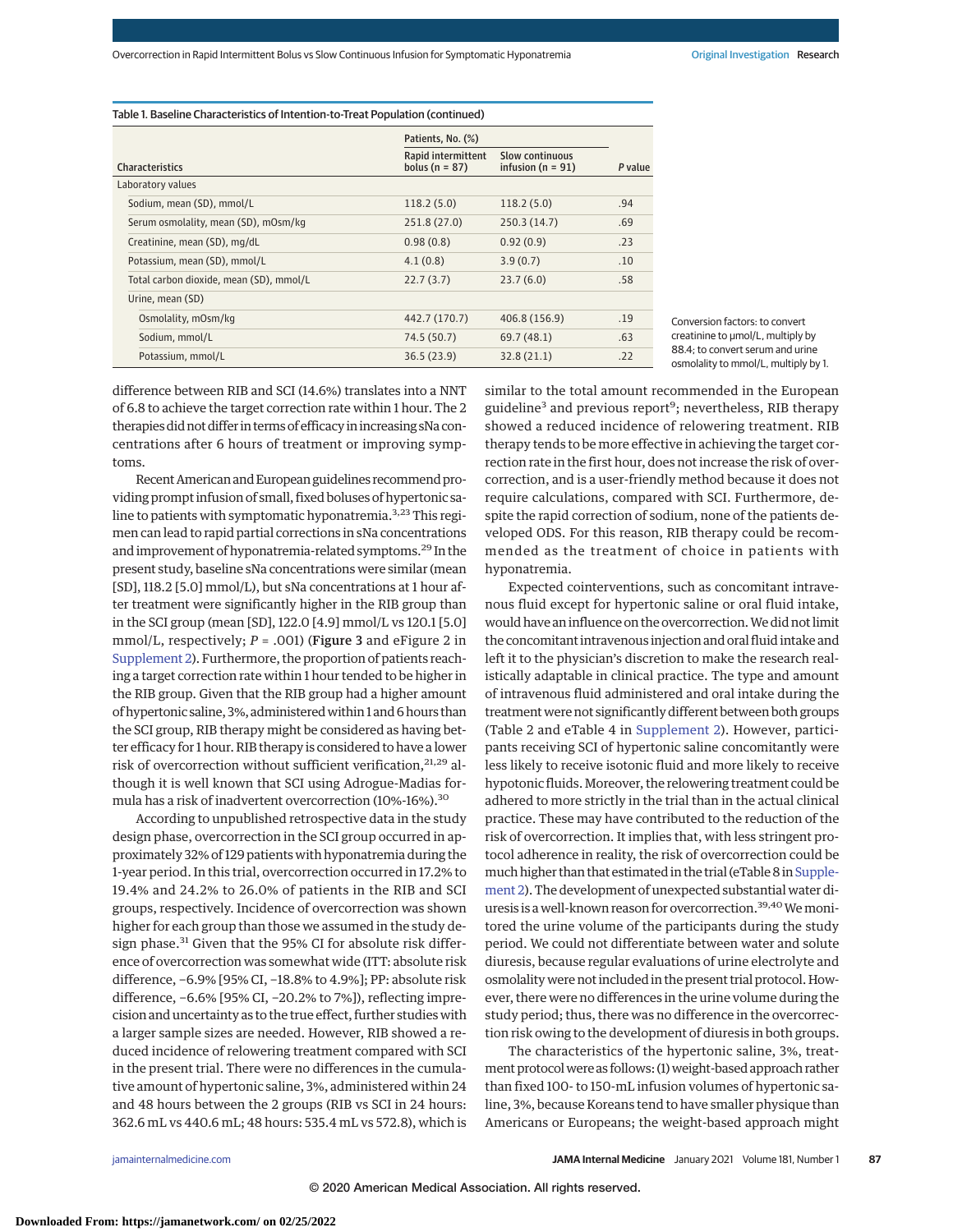Table 1. Baseline Characteristics of Intention-to-Treat Population (continued)

| Characteristics | Patients, No. (%) Rapid intermittent bolus (n = 87) | Slow continuous infusion (n = 91) | P value |
|---|---|---|---|
| Laboratory values | | | |
| Sodium, mean (SD), mmol/L | 118.2 (5.0) | 118.2 (5.0) | .94 |
| Serum osmolality, mean (SD), mOsm/kg | 251.8 (27.0) | 250.3 (14.7) | .69 |
| Creatinine, mean (SD), mg/dL | 0.98 (0.8) | 0.92 (0.9) | .23 |
| Potassium, mean (SD), mmol/L | 4.1 (0.8) | 3.9 (0.7) | .10 |
| Total carbon dioxide, mean (SD), mmol/L | 22.7 (3.7) | 23.7 (6.0) | .58 |
| Urine, mean (SD) | | | |
| Osmolality, mOsm/kg | 442.7 (170.7) | 406.8 (156.9) | .19 |
| Sodium, mmol/L | 74.5 (50.7) | 69.7 (48.1) | .63 |
| Potassium, mmol/L | 36.5 (23.9) | 32.8 (21.1) | .22 |

Conversion factors: to convert creatinine to μmol/L, multiply by 88.4; to convert serum and urine osmolality to mmol/L, multiply by 1.

difference between RIB and SCI (14.6%) translates into a NNT of 6.8 to achieve the target correction rate within 1 hour. The 2 therapies did not differ in terms of efficacy in increasing sNa concentrations after 6 hours of treatment or improving symptoms.

Recent American and European guidelines recommend providing prompt infusion of small, fixed boluses of hypertonic saline to patients with symptomatic hyponatremia.[3,23] This regimen can lead to rapid partial corrections in sNa concentrations and improvement of hyponatremia-related symptoms.[29] In the present study, baseline sNa concentrations were similar (mean [SD], 118.2 [5.0] mmol/L), but sNa concentrations at 1 hour after treatment were significantly higher in the RIB group than in the SCI group (mean [SD], 122.0 [4.9] mmol/L vs 120.1 [5.0] mmol/L, respectively; $P = .001$) (**Figure 3** and eFigure 2 in Supplement 2). Furthermore, the proportion of patients reaching a target correction rate within 1 hour tended to be higher in the RIB group. Given that the RIB group had a higher amount of hypertonic saline, 3%, administered within 1 and 6 hours than the SCI group, RIB therapy might be considered as having better efficacy for 1 hour. RIB therapy is considered to have a lower risk of overcorrection without sufficient verification,[21,29] although it is well known that SCI using Adrogue-Madias formula has a risk of inadvertent overcorrection (10%-16%).[30]

According to unpublished retrospective data in the study design phase, overcorrection in the SCI group occurred in approximately 32% of 129 patients with hyponatremia during the 1-year period. In this trial, overcorrection occurred in 17.2% to 19.4% and 24.2% to 26.0% of patients in the RIB and SCI groups, respectively. Incidence of overcorrection was shown higher for each group than those we assumed in the study design phase.[31] Given that the 95% CI for absolute risk difference of overcorrection was somewhat wide (ITT: absolute risk difference, −6.9% [95% CI, −18.8% to 4.9%]; PP: absolute risk difference, −6.6% [95% CI, −20.2% to 7%]), reflecting imprecision and uncertainty as to the true effect, further studies with a larger sample sizes are needed. However, RIB showed a reduced incidence of relowering treatment compared with SCI in the present trial. There were no differences in the cumulative amount of hypertonic saline, 3%, administered within 24 and 48 hours between the 2 groups (RIB vs SCI in 24 hours: 362.6 mL vs 440.6 mL; 48 hours: 535.4 mL vs 572.8), which is similar to the total amount recommended in the European guideline[3] and previous report[9]; nevertheless, RIB therapy showed a reduced incidence of relowering treatment. RIB therapy tends to be more effective in achieving the target correction rate in the first hour, does not increase the risk of overcorrection, and is a user-friendly method because it does not require calculations, compared with SCI. Furthermore, despite the rapid correction of sodium, none of the patients developed ODS. For this reason, RIB therapy could be recommended as the treatment of choice in patients with hyponatremia.

Expected cointerventions, such as concomitant intravenous fluid except for hypertonic saline or oral fluid intake, would have an influence on the overcorrection. We did not limit the concomitant intravenous injection and oral fluid intake and left it to the physician's discretion to make the research realistically adaptable in clinical practice. The type and amount of intravenous fluid administered and oral intake during the treatment were not significantly different between both groups (Table 2 and eTable 4 in Supplement 2). However, participants receiving SCI of hypertonic saline concomitantly were less likely to receive isotonic fluid and more likely to receive hypotonic fluids. Moreover, the relowering treatment could be adhered to more strictly in the trial than in the actual clinical practice. These may have contributed to the reduction of the risk of overcorrection. It implies that, with less stringent protocol adherence in reality, the risk of overcorrection could be much higher than that estimated in the trial (eTable 8 in Supplement 2). The development of unexpected substantial water diuresis is a well-known reason for overcorrection.[39,40] We monitored the urine volume of the participants during the study period. We could not differentiate between water and solute diuresis, because regular evaluations of urine electrolyte and osmolality were not included in the present trial protocol. However, there were no differences in the urine volume during the study period; thus, there was no difference in the overcorrection risk owing to the development of diuresis in both groups.

The characteristics of the hypertonic saline, 3%, treatment protocol were as follows: (1) weight-based approach rather than fixed 100- to 150-mL infusion volumes of hypertonic saline, 3%, because Koreans tend to have smaller physique than Americans or Europeans; the weight-based approach might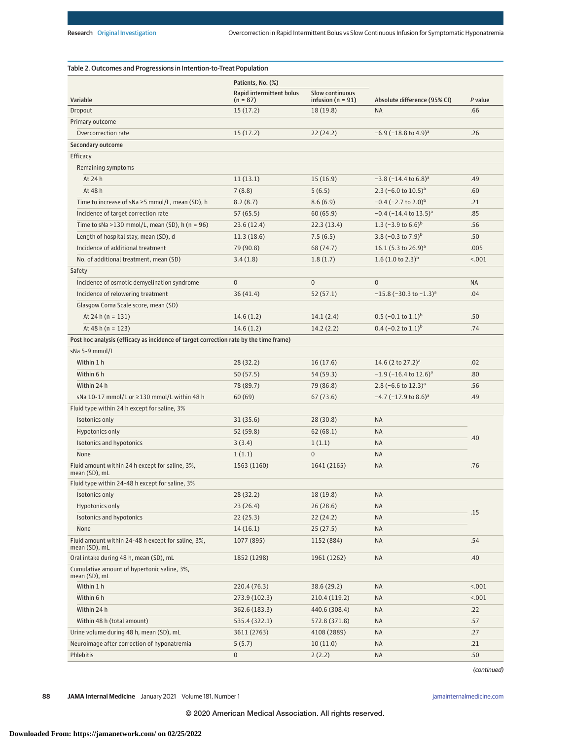Table 2. Outcomes and Progressions in Intention-to-Treat Population

| Variable | Patients, No. (%) | | Absolute difference (95% CI) | P value |
|---|---|---|---|---|
| | Rapid intermittent bolus (n = 87) | Slow continuous infusion (n = 91) | | |
| Dropout | 15 (17.2) | 18 (19.8) | NA | .66 |
| **Primary outcome** | | | | |
| Overcorrection rate | 15 (17.2) | 22 (24.2) | −6.9 (−18.8 to 4.9)[a] | .26 |
| **Secondary outcome** | | | | |
| Efficacy | | | | |
| Remaining symptoms | | | | |
| At 24 h | 11 (13.1) | 15 (16.9) | −3.8 (−14.4 to 6.8)[a] | .49 |
| At 48 h | 7 (8.8) | 5 (6.5) | 2.3 (−6.0 to 10.5)[a] | .60 |
| Time to increase of sNa ≥5 mmol/L, mean (SD), h | 8.2 (8.7) | 8.6 (6.9) | −0.4 (−2.7 to 2.0)[b] | .21 |
| Incidence of target correction rate | 57 (65.5) | 60 (65.9) | −0.4 (−14.4 to 13.5)[a] | .85 |
| Time to sNa >130 mmol/L, mean (SD), h (n = 96) | 23.6 (12.4) | 22.3 (13.4) | 1.3 (−3.9 to 6.6)[b] | .56 |
| Length of hospital stay, mean (SD), d | 11.3 (18.6) | 7.5 (6.5) | 3.8 (−0.3 to 7.9)[b] | .50 |
| Incidence of additional treatment | 79 (90.8) | 68 (74.7) | 16.1 (5.3 to 26.9)[a] | .005 |
| No. of additional treatment, mean (SD) | 3.4 (1.8) | 1.8 (1.7) | 1.6 (1.0 to 2.3)[b] | <.001 |
| Safety | | | | |
| Incidence of osmotic demyelination syndrome | 0 | 0 | 0 | NA |
| Incidence of relowering treatment | 36 (41.4) | 52 (57.1) | −15.8 (−30.3 to −1.3)[a] | .04 |
| Glasgow Coma Scale score, mean (SD) | | | | |
| At 24 h (n = 131) | 14.6 (1.2) | 14.1 (2.4) | 0.5 (−0.1 to 1.1)[b] | .50 |
| At 48 h (n = 123) | 14.6 (1.2) | 14.2 (2.2) | 0.4 (−0.2 to 1.1)[b] | .74 |
| **Post hoc analysis (efficacy as incidence of target correction rate by the time frame)** | | | | |
| sNa 5-9 mmol/L | | | | |
| Within 1 h | 28 (32.2) | 16 (17.6) | 14.6 (2 to 27.2)[a] | .02 |
| Within 6 h | 50 (57.5) | 54 (59.3) | −1.9 (−16.4 to 12.6)[a] | .80 |
| Within 24 h | 78 (89.7) | 79 (86.8) | 2.8 (−6.6 to 12.3)[a] | .56 |
| sNa 10-17 mmol/L or ≥130 mmol/L within 48 h | 60 (69) | 67 (73.6) | −4.7 (−17.9 to 8.6)[a] | .49 |
| Fluid type within 24 h except for saline, 3% | | | | |
| Isotonics only | 31 (35.6) | 28 (30.8) | NA | .40 |
| Hypotonics only | 52 (59.8) | 62 (68.1) | NA | |
| Isotonics and hypotonics | 3 (3.4) | 1 (1.1) | NA | |
| None | 1 (1.1) | 0 | NA | |
| Fluid amount within 24 h except for saline, 3%, mean (SD), mL | 1563 (1160) | 1641 (2165) | NA | .76 |
| Fluid type within 24-48 h except for saline, 3% | | | | |
| Isotonics only | 28 (32.2) | 18 (19.8) | NA | .15 |
| Hypotonics only | 23 (26.4) | 26 (28.6) | NA | |
| Isotonics and hypotonics | 22 (25.3) | 22 (24.2) | NA | |
| None | 14 (16.1) | 25 (27.5) | NA | |
| Fluid amount within 24-48 h except for saline, 3%, mean (SD), mL | 1077 (895) | 1152 (884) | NA | .54 |
| Oral intake during 48 h, mean (SD), mL | 1852 (1298) | 1961 (1262) | NA | .40 |
| Cumulative amount of hypertonic saline, 3%, mean (SD), mL | | | | |
| Within 1 h | 220.4 (76.3) | 38.6 (29.2) | NA | <.001 |
| Within 6 h | 273.9 (102.3) | 210.4 (119.2) | NA | <.001 |
| Within 24 h | 362.6 (183.3) | 440.6 (308.4) | NA | .22 |
| Within 48 h (total amount) | 535.4 (322.1) | 572.8 (371.8) | NA | .57 |
| Urine volume during 48 h, mean (SD), mL | 3611 (2763) | 4108 (2889) | NA | .27 |
| Neuroimage after correction of hyponatremia | 5 (5.7) | 10 (11.0) | NA | .21 |
| Phlebitis | 0 | 2 (2.2) | NA | .50 |

*(continued)*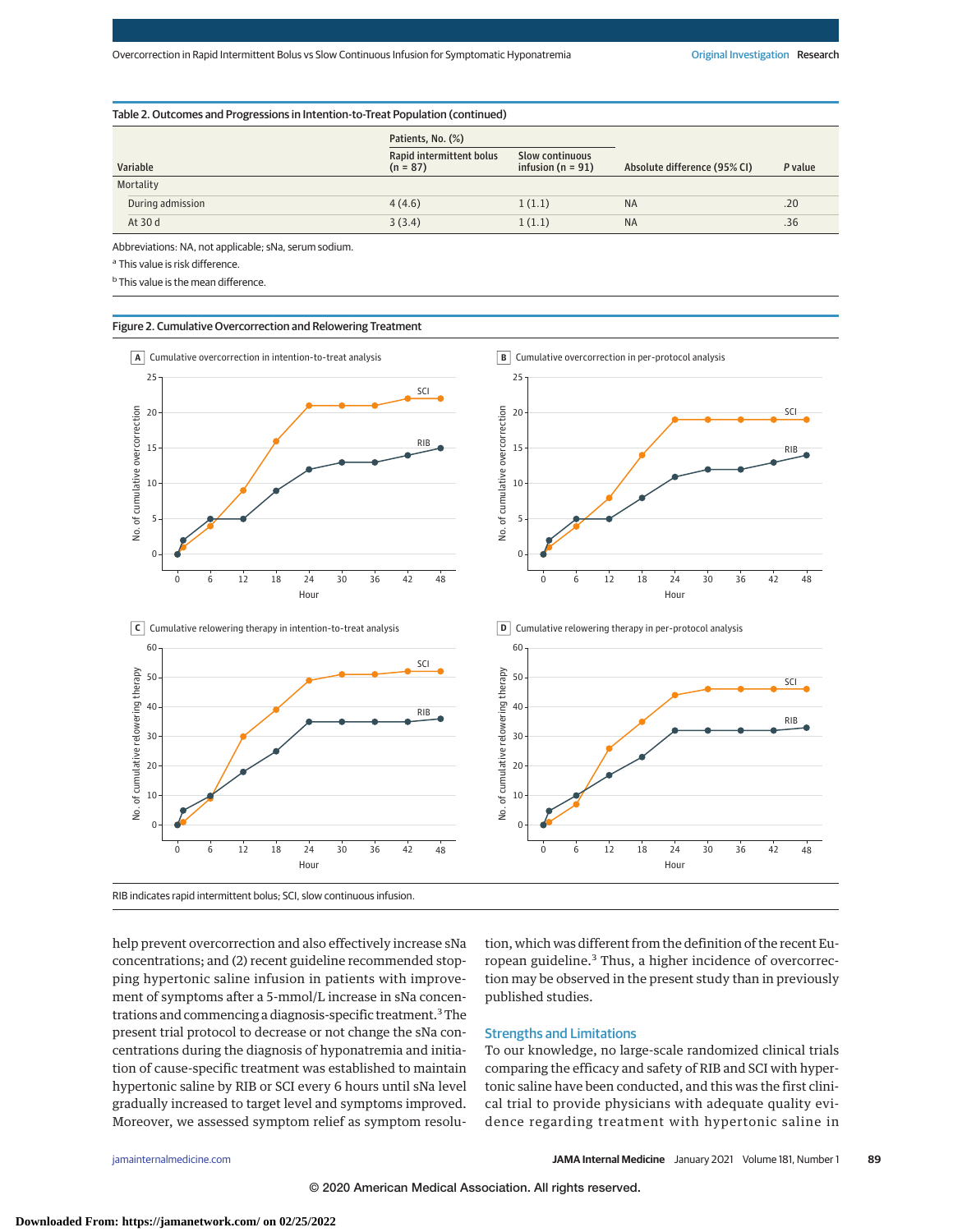Table 2. Outcomes and Progressions in Intention-to-Treat Population (continued)

| Variable | Patients, No. (%) | | Absolute difference (95% CI) | P value |
|---|---|---|---|---|
| | Rapid intermittent bolus (n = 87) | Slow continuous infusion (n = 91) | | |
| Mortality | | | | |
| During admission | 4 (4.6) | 1 (1.1) | NA | .20 |
| At 30 d | 3 (3.4) | 1 (1.1) | NA | .36 |

Abbreviations: NA, not applicable; sNa, serum sodium.

[a] This value is risk difference.

[b] This value is the mean difference.

Figure 2. Cumulative Overcorrection and Relowering Treatment

A Cumulative overcorrection in intention-to-treat analysis

B Cumulative overcorrection in per-protocol analysis

C Cumulative relowering therapy in intention-to-treat analysis

D Cumulative relowering therapy in per-protocol analysis

RIB indicates rapid intermittent bolus; SCI, slow continuous infusion.

help prevent overcorrection and also effectively increase sNa concentrations; and (2) recent guideline recommended stopping hypertonic saline infusion in patients with improvement of symptoms after a 5-mmol/L increase in sNa concentrations and commencing a diagnosis-specific treatment.[3] The present trial protocol to decrease or not change the sNa concentrations during the diagnosis of hyponatremia and initiation of cause-specific treatment was established to maintain hypertonic saline by RIB or SCI every 6 hours until sNa level gradually increased to target level and symptoms improved. Moreover, we assessed symptom relief as symptom resolution, which was different from the definition of the recent European guideline.[3] Thus, a higher incidence of overcorrection may be observed in the present study than in previously published studies.

## Strengths and Limitations

To our knowledge, no large-scale randomized clinical trials comparing the efficacy and safety of RIB and SCI with hypertonic saline have been conducted, and this was the first clinical trial to provide physicians with adequate quality evidence regarding treatment with hypertonic saline in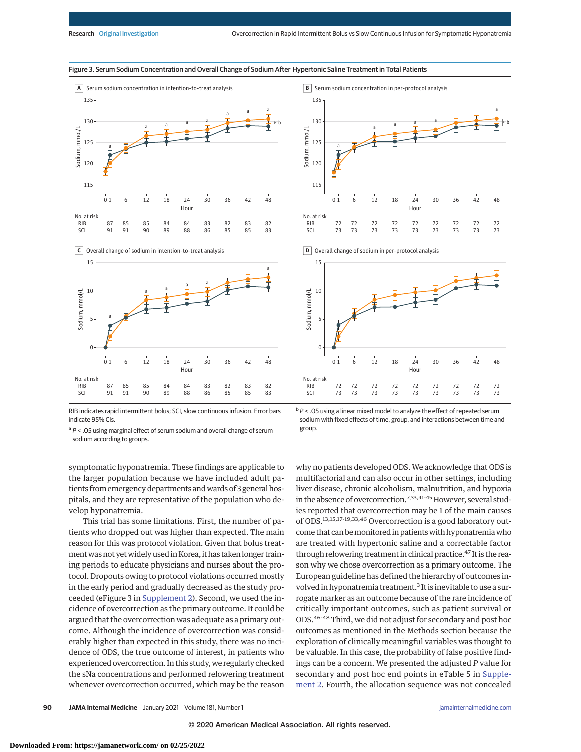**Figure 3. Serum Sodium Concentration and Overall Change of Sodium After Hypertonic Saline Treatment in Total Patients**

A Serum sodium concentration in intention-to-treat analysis

| No. at risk | 0 | 1 | 6 | 12 | 18 | 24 | 30 | 36 | 42 | 48 |
|---|---|---|---|---|---|---|---|---|---|---|
| RIB | 87 | | 85 | 85 | 84 | 84 | 83 | 82 | 83 | 82 |
| SCI | 91 | | 91 | 90 | 89 | 88 | 86 | 85 | 85 | 83 |

B Serum sodium concentration in per-protocol analysis

| No. at risk | 0 | 1 | 6 | 12 | 18 | 24 | 30 | 36 | 42 | 48 |
|---|---|---|---|---|---|---|---|---|---|---|
| RIB | 72 | | 72 | 72 | 72 | 72 | 72 | 72 | 72 | 72 |
| SCI | 73 | | 73 | 73 | 73 | 73 | 73 | 73 | 73 | 73 |

C Overall change of sodium in intention-to-treat analysis

| No. at risk | 0 | 1 | 6 | 12 | 18 | 24 | 30 | 36 | 42 | 48 |
|---|---|---|---|---|---|---|---|---|---|---|
| RIB | 87 | | 85 | 85 | 84 | 84 | 83 | 82 | 83 | 82 |
| SCI | 91 | | 91 | 90 | 89 | 88 | 86 | 85 | 85 | 83 |

D Overall change of sodium in per-protocol analysis

| No. at risk | 0 | 1 | 6 | 12 | 18 | 24 | 30 | 36 | 42 | 48 |
|---|---|---|---|---|---|---|---|---|---|---|
| RIB | 72 | | 72 | 72 | 72 | 72 | 72 | 72 | 72 | 72 |
| SCI | 73 | | 73 | 73 | 73 | 73 | 73 | 73 | 73 | 73 |

RIB indicates rapid intermittent bolus; SCI, slow continuous infusion. Error bars indicate 95% CIs.

[a] $P < .05$ using marginal effect of serum sodium and overall change of serum sodium according to groups.

[b] $P < .05$ using a linear mixed model to analyze the effect of repeated serum sodium with fixed effects of time, group, and interactions between time and group.

symptomatic hyponatremia. These findings are applicable to the larger population because we have included adult patients from emergency departments and wards of 3 general hospitals, and they are representative of the population who develop hyponatremia.

This trial has some limitations. First, the number of patients who dropped out was higher than expected. The main reason for this was protocol violation. Given that bolus treatment was not yet widely used in Korea, it has taken longer training periods to educate physicians and nurses about the protocol. Dropouts owing to protocol violations occurred mostly in the early period and gradually decreased as the study proceeded (eFigure 3 in Supplement 2). Second, we used the incidence of overcorrection as the primary outcome. It could be argued that the overcorrection was adequate as a primary outcome. Although the incidence of overcorrection was considerably higher than expected in this study, there was no incidence of ODS, the true outcome of interest, in patients who experienced overcorrection. In this study, we regularly checked the sNa concentrations and performed relowering treatment whenever overcorrection occurred, which may be the reason why no patients developed ODS. We acknowledge that ODS is multifactorial and can also occur in other settings, including liver disease, chronic alcoholism, malnutrition, and hypoxia in the absence of overcorrection.[7,33,41-45] However, several studies reported that overcorrection may be 1 of the main causes of ODS.[13,15,17-19,33,46] Overcorrection is a good laboratory outcome that can be monitored in patients with hyponatremia who are treated with hypertonic saline and a correctable factor through relowering treatment in clinical practice.[47] It is the reason why we chose overcorrection as a primary outcome. The European guideline has defined the hierarchy of outcomes involved in hyponatremia treatment.[3] It is inevitable to use a surrogate marker as an outcome because of the rare incidence of critically important outcomes, such as patient survival or ODS.[46-48] Third, we did not adjust for secondary and post hoc outcomes as mentioned in the Methods section because the exploration of clinically meaningful variables was thought to be valuable. In this case, the probability of false positive findings can be a concern. We presented the adjusted $P$ value for secondary and post hoc end points in eTable 5 in Supplement 2. Fourth, the allocation sequence was not concealed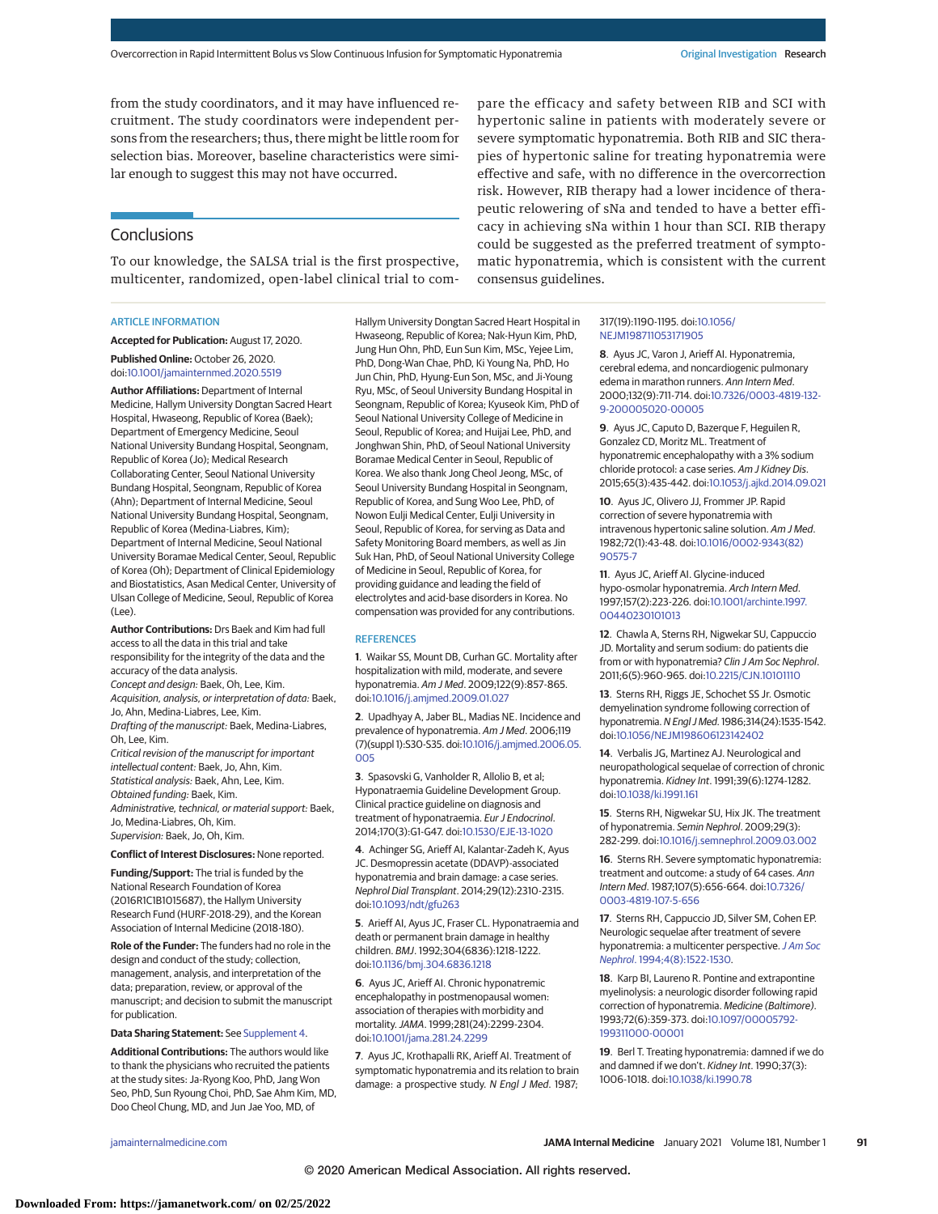from the study coordinators, and it may have influenced recruitment. The study coordinators were independent persons from the researchers; thus, there might be little room for selection bias. Moreover, baseline characteristics were similar enough to suggest this may not have occurred.

## Conclusions

To our knowledge, the SALSA trial is the first prospective, multicenter, randomized, open-label clinical trial to compare the efficacy and safety between RIB and SCI with hypertonic saline in patients with moderately severe or severe symptomatic hyponatremia. Both RIB and SIC therapies of hypertonic saline for treating hyponatremia were effective and safe, with no difference in the overcorrection risk. However, RIB therapy had a lower incidence of therapeutic relowering of sNa and tended to have a better efficacy in achieving sNa within 1 hour than SCI. RIB therapy could be suggested as the preferred treatment of symptomatic hyponatremia, which is consistent with the current consensus guidelines.

### ARTICLE INFORMATION

**Accepted for Publication:** August 17, 2020.

**Published Online:** October 26, 2020. doi:10.1001/jamainternmed.2020.5519

**Author Affiliations:** Department of Internal Medicine, Hallym University Dongtan Sacred Heart Hospital, Hwaseong, Republic of Korea (Baek); Department of Emergency Medicine, Seoul National University Bundang Hospital, Seongnam, Republic of Korea (Jo); Medical Research Collaborating Center, Seoul National University Bundang Hospital, Seongnam, Republic of Korea (Ahn); Department of Internal Medicine, Seoul National University Bundang Hospital, Seongnam, Republic of Korea (Medina-Liabres, Kim); Department of Internal Medicine, Seoul National University Boramae Medical Center, Seoul, Republic of Korea (Oh); Department of Clinical Epidemiology and Biostatistics, Asan Medical Center, University of Ulsan College of Medicine, Seoul, Republic of Korea (Lee).

**Author Contributions:** Drs Baek and Kim had full access to all the data in the study and take responsibility for the integrity of the data and the accuracy of the data analysis.
*Concept and design:* Baek, Oh, Lee, Kim.
*Acquisition, analysis, or interpretation of data:* Baek, Jo, Ahn, Medina-Liabres, Lee, Kim.
*Drafting of the manuscript:* Baek, Medina-Liabres, Oh, Lee, Kim.
*Critical revision of the manuscript for important intellectual content:* Baek, Jo, Ahn, Kim.
*Statistical analysis:* Baek, Ahn, Lee, Kim.
*Obtained funding:* Baek, Kim.
*Administrative, technical, or material support:* Baek, Jo, Medina-Liabres, Oh, Kim.
*Supervision:* Baek, Jo, Oh, Kim.

**Conflict of Interest Disclosures:** None reported.

**Funding/Support:** The trial is funded by the National Research Foundation of Korea (2016R1C1B1015687), the Hallym University Research Fund (HURF-2018-29), and the Korean Association of Internal Medicine (2018-180).

**Role of the Funder:** The funders had no role in the design and conduct of the study; collection, management, analysis, and interpretation of the data; preparation, review, or approval of the manuscript; and decision to submit the manuscript for publication.

**Data Sharing Statement:** See Supplement 4.

**Additional Contributions:** The authors would like to thank the physicians who recruited the patients at the study sites: Ja-Ryong Koo, PhD, Jang Won Seo, PhD, Sun Ryoung Choi, PhD, Sae Ahm Kim, MD, Doo Cheol Chung, MD, and Jun Jae Yoo, MD, of Hallym University Dongtan Sacred Heart Hospital in Hwaseong, Republic of Korea; Nak-Hyun Kim, PhD, Jung Hun Ohn, PhD, Eun Sun Kim, MSc, Yejee Lim, PhD, Dong-Wan Chae, PhD, Ki Young Na, PhD, Ho Jun Chin, PhD, Hyung-Eun Son, MSc, and Ji-Young Ryu, MSc, of Seoul University Bundang Hospital in Seongnam, Republic of Korea; Kyuseok Kim, PhD of Seoul National University College of Medicine in Seoul, Republic of Korea; and Huijai Lee, PhD, and Jonghwan Shin, PhD, of Seoul National University Boramae Medical Center in Seoul, Republic of Korea. We also thank Jong Cheol Jeong, MSc, of Seoul University Bundang Hospital in Seongnam, Republic of Korea, and Sung Woo Lee, PhD, of Nowon Eulji Medical Center, Eulji University in Seoul, Republic of Korea, for serving as Data and Safety Monitoring Board members, as well as Jin Suk Han, PhD, of Seoul National University College of Medicine in Seoul, Republic of Korea, for providing guidance and leading the field of electrolytes and acid-base disorders in Korea. No compensation was provided for any contributions.

### REFERENCES

1. Waikar SS, Mount DB, Curhan GC. Mortality after hospitalization with mild, moderate, and severe hyponatremia. *Am J Med*. 2009;122(9):857-865. doi:10.1016/j.amjmed.2009.01.027

2. Upadhyay A, Jaber BL, Madias NE. Incidence and prevalence of hyponatremia. *Am J Med*. 2006;119(7)(suppl 1):S30-S35. doi:10.1016/j.amjmed.2006.05.005

3. Spasovski G, Vanholder R, Allolio B, et al; Hyponatraemia Guideline Development Group. Clinical practice guideline on diagnosis and treatment of hyponatraemia. *Eur J Endocrinol*. 2014;170(3):G1-G47. doi:10.1530/EJE-13-1020

4. Achinger SG, Arieff AI, Kalantar-Zadeh K, Ayus JC. Desmopressin acetate (DDAVP)-associated hyponatremia and brain damage: a case series. *Nephrol Dial Transplant*. 2014;29(12):2310-2315. doi:10.1093/ndt/gfu263

5. Arieff AI, Ayus JC, Fraser CL. Hyponatraemia and death or permanent brain damage in healthy children. *BMJ*. 1992;304(6836):1218-1222. doi:10.1136/bmj.304.6836.1218

6. Ayus JC, Arieff AI. Chronic hyponatremic encephalopathy in postmenopausal women: association of therapies with morbidity and mortality. *JAMA*. 1999;281(24):2299-2304. doi:10.1001/jama.281.24.2299

7. Ayus JC, Krothapalli RK, Arieff AI. Treatment of symptomatic hyponatremia and its relation to brain damage: a prospective study. *N Engl J Med*. 1987;317(19):1190-1195. doi:10.1056/NEJM198711053171905

8. Ayus JC, Varon J, Arieff AI. Hyponatremia, cerebral edema, and noncardiogenic pulmonary edema in marathon runners. *Ann Intern Med*. 2000;132(9):711-714. doi:10.7326/0003-4819-132-9-200005020-00005

9. Ayus JC, Caputo D, Bazerque F, Heguilen R, Gonzalez CD, Moritz ML. Treatment of hyponatremic encephalopathy with a 3% sodium chloride protocol: a case series. *Am J Kidney Dis*. 2015;65(3):435-442. doi:10.1053/j.ajkd.2014.09.021

10. Ayus JC, Olivero JJ, Frommer JP. Rapid correction of severe hyponatremia with intravenous hypertonic saline solution. *Am J Med*. 1982;72(1):43-48. doi:10.1016/0002-9343(82)90575-7

11. Ayus JC, Arieff AI. Glycine-induced hypo-osmolar hyponatremia. *Arch Intern Med*. 1997;157(2):223-226. doi:10.1001/archinte.1997.00440230101013

12. Chawla A, Sterns RH, Nigwekar SU, Cappuccio JD. Mortality and serum sodium: do patients die from or with hyponatremia? *Clin J Am Soc Nephrol*. 2011;6(5):960-965. doi:10.2215/CJN.10101110

13. Sterns RH, Riggs JE, Schochet SS Jr. Osmotic demyelination syndrome following correction of hyponatremia. *N Engl J Med*. 1986;314(24):1535-1542. doi:10.1056/NEJM198606123142402

14. Verbalis JG, Martinez AJ. Neurological and neuropathological sequelae of correction of chronic hyponatremia. *Kidney Int*. 1991;39(6):1274-1282. doi:10.1038/ki.1991.161

15. Sterns RH, Nigwekar SU, Hix JK. The treatment of hyponatremia. *Semin Nephrol*. 2009;29(3):282-299. doi:10.1016/j.semnephrol.2009.03.002

16. Sterns RH. Severe symptomatic hyponatremia: treatment and outcome: a study of 64 cases. *Ann Intern Med*. 1987;107(5):656-664. doi:10.7326/0003-4819-107-5-656

17. Sterns RH, Cappuccio JD, Silver SM, Cohen EP. Neurologic sequelae after treatment of severe hyponatremia: a multicenter perspective. *J Am Soc Nephrol*. 1994;4(8):1522-1530.

18. Karp BI, Laureno R. Pontine and extrapontine myelinolysis: a neurologic disorder following rapid correction of hyponatremia. *Medicine (Baltimore)*. 1993;72(6):359-373. doi:10.1097/00005792-199311000-00001

19. Berl T. Treating hyponatremia: damned if we do and damned if we don't. *Kidney Int*. 1990;37(3):1006-1018. doi:10.1038/ki.1990.78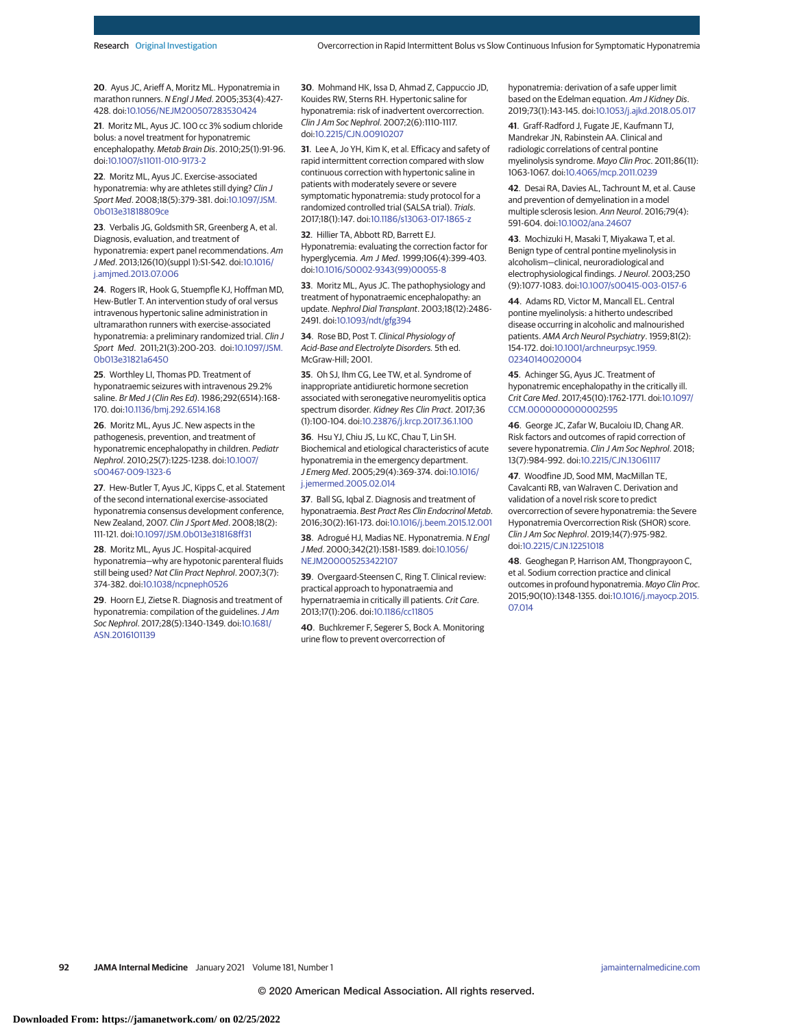20. Ayus JC, Arieff A, Moritz ML. Hyponatremia in marathon runners. *N Engl J Med*. 2005;353(4):427-428. doi:10.1056/NEJM200507283530424

21. Moritz ML, Ayus JC. 100 cc 3% sodium chloride bolus: a novel treatment for hyponatremic encephalopathy. *Metab Brain Dis*. 2010;25(1):91-96. doi:10.1007/s11011-010-9173-2

22. Moritz ML, Ayus JC. Exercise-associated hyponatremia: why are athletes still dying? *Clin J Sport Med*. 2008;18(5):379-381. doi:10.1097/JSM.0b013e31818809ce

23. Verbalis JG, Goldsmith SR, Greenberg A, et al. Diagnosis, evaluation, and treatment of hyponatremia: expert panel recommendations. *Am J Med*. 2013;126(10)(suppl 1):S1-S42. doi:10.1016/j.amjmed.2013.07.006

24. Rogers IR, Hook G, Stuempfle KJ, Hoffman MD, Hew-Butler T. An intervention study of oral versus intravenous hypertonic saline administration in ultramarathon runners with exercise-associated hyponatremia: a preliminary randomized trial. *Clin J Sport Med*. 2011;21(3):200-203. doi:10.1097/JSM.0b013e31821a6450

25. Worthley LI, Thomas PD. Treatment of hyponatraemic seizures with intravenous 29.2% saline. *Br Med J (Clin Res Ed)*. 1986;292(6514):168-170. doi:10.1136/bmj.292.6514.168

26. Moritz ML, Ayus JC. New aspects in the pathogenesis, prevention, and treatment of hyponatremic encephalopathy in children. *Pediatr Nephrol*. 2010;25(7):1225-1238. doi:10.1007/s00467-009-1323-6

27. Hew-Butler T, Ayus JC, Kipps C, et al. Statement of the second international exercise-associated hyponatremia consensus development conference, New Zealand, 2007. *Clin J Sport Med*. 2008;18(2):111-121. doi:10.1097/JSM.0b013e318168ff31

28. Moritz ML, Ayus JC. Hospital-acquired hyponatremia—why are hypotonic parenteral fluids still being used? *Nat Clin Pract Nephrol*. 2007;3(7):374-382. doi:10.1038/ncpneph0526

29. Hoorn EJ, Zietse R. Diagnosis and treatment of hyponatremia: compilation of the guidelines. *J Am Soc Nephrol*. 2017;28(5):1340-1349. doi:10.1681/ASN.2016101139

30. Mohmand HK, Issa D, Ahmad Z, Cappuccio JD, Kouides RW, Sterns RH. Hypertonic saline for hyponatremia: risk of inadvertent overcorrection. *Clin J Am Soc Nephrol*. 2007;2(6):1110-1117. doi:10.2215/CJN.00910207

31. Lee A, Jo YH, Kim K, et al. Efficacy and safety of rapid intermittent correction compared with slow continuous correction with hypertonic saline in patients with moderately severe or severe symptomatic hyponatremia: study protocol for a randomized controlled trial (SALSA trial). *Trials*. 2017;18(1):147. doi:10.1186/s13063-017-1865-z

32. Hillier TA, Abbott RD, Barrett EJ. Hyponatremia: evaluating the correction factor for hyperglycemia. *Am J Med*. 1999;106(4):399-403. doi:10.1016/S0002-9343(99)00055-8

33. Moritz ML, Ayus JC. The pathophysiology and treatment of hyponatraemic encephalopathy: an update. *Nephrol Dial Transplant*. 2003;18(12):2486-2491. doi:10.1093/ndt/gfg394

34. Rose BD, Post T. *Clinical Physiology of Acid-Base and Electrolyte Disorders*. 5th ed. McGraw-Hill; 2001.

35. Oh SJ, Ihm CG, Lee TW, et al. Syndrome of inappropriate antidiuretic hormone secretion associated with seronegative neuromyelitis optica spectrum disorder. *Kidney Res Clin Pract*. 2017;36(1):100-104. doi:10.23876/j.krcp.2017.36.1.100

36. Hsu YJ, Chiu JS, Lu KC, Chau T, Lin SH. Biochemical and etiological characteristics of acute hyponatremia in the emergency department. *J Emerg Med*. 2005;29(4):369-374. doi:10.1016/j.jemermed.2005.02.014

37. Ball SG, Iqbal Z. Diagnosis and treatment of hyponatraemia. *Best Pract Res Clin Endocrinol Metab*. 2016;30(2):161-173. doi:10.1016/j.beem.2015.12.001

38. Adrogué HJ, Madias NE. Hyponatremia. *N Engl J Med*. 2000;342(21):1581-1589. doi:10.1056/NEJM200005253422107

39. Overgaard-Steensen C, Ring T. Clinical review: practical approach to hyponatraemia and hypernatraemia in critically ill patients. *Crit Care*. 2013;17(1):206. doi:10.1186/cc11805

40. Buchkremer F, Segerer S, Bock A. Monitoring urine flow to prevent overcorrection of hyponatremia: derivation of a safe upper limit based on the Edelman equation. *Am J Kidney Dis*. 2019;73(1):143-145. doi:10.1053/j.ajkd.2018.05.017

41. Graff-Radford J, Fugate JE, Kaufmann TJ, Mandrekar JN, Rabinstein AA. Clinical and radiologic correlations of central pontine myelinolysis syndrome. *Mayo Clin Proc*. 2011;86(11):1063-1067. doi:10.4065/mcp.2011.0239

42. Desai RA, Davies AL, Tachrount M, et al. Cause and prevention of demyelination in a model multiple sclerosis lesion. *Ann Neurol*. 2016;79(4):591-604. doi:10.1002/ana.24607

43. Mochizuki H, Masaki T, Miyakawa T, et al. Benign type of central pontine myelinolysis in alcoholism—clinical, neuroradiological and electrophysiological findings. *J Neurol*. 2003;250(9):1077-1083. doi:10.1007/s00415-003-0157-6

44. Adams RD, Victor M, Mancall EL. Central pontine myelinolysis: a hitherto undescribed disease occurring in alcoholic and malnourished patients. *AMA Arch Neurol Psychiatry*. 1959;81(2):154-172. doi:10.1001/archneurpsyc.1959.02340140020004

45. Achinger SG, Ayus JC. Treatment of hyponatremic encephalopathy in the critically ill. *Crit Care Med*. 2017;45(10):1762-1771. doi:10.1097/CCM.0000000000002595

46. George JC, Zafar W, Bucaloiu ID, Chang AR. Risk factors and outcomes of rapid correction of severe hyponatremia. *Clin J Am Soc Nephrol*. 2018;13(7):984-992. doi:10.2215/CJN.13061117

47. Woodfine JD, Sood MM, MacMillan TE, Cavalcanti RB, van Walraven C. Derivation and validation of a novel risk score to predict overcorrection of severe hyponatremia: the Severe Hyponatremia Overcorrection Risk (SHOR) score. *Clin J Am Soc Nephrol*. 2019;14(7):975-982. doi:10.2215/CJN.12251018

48. Geoghegan P, Harrison AM, Thongprayoon C, et al. Sodium correction practice and clinical outcomes in profound hyponatremia. *Mayo Clin Proc*. 2015;90(10):1348-1355. doi:10.1016/j.mayocp.2015.07.014